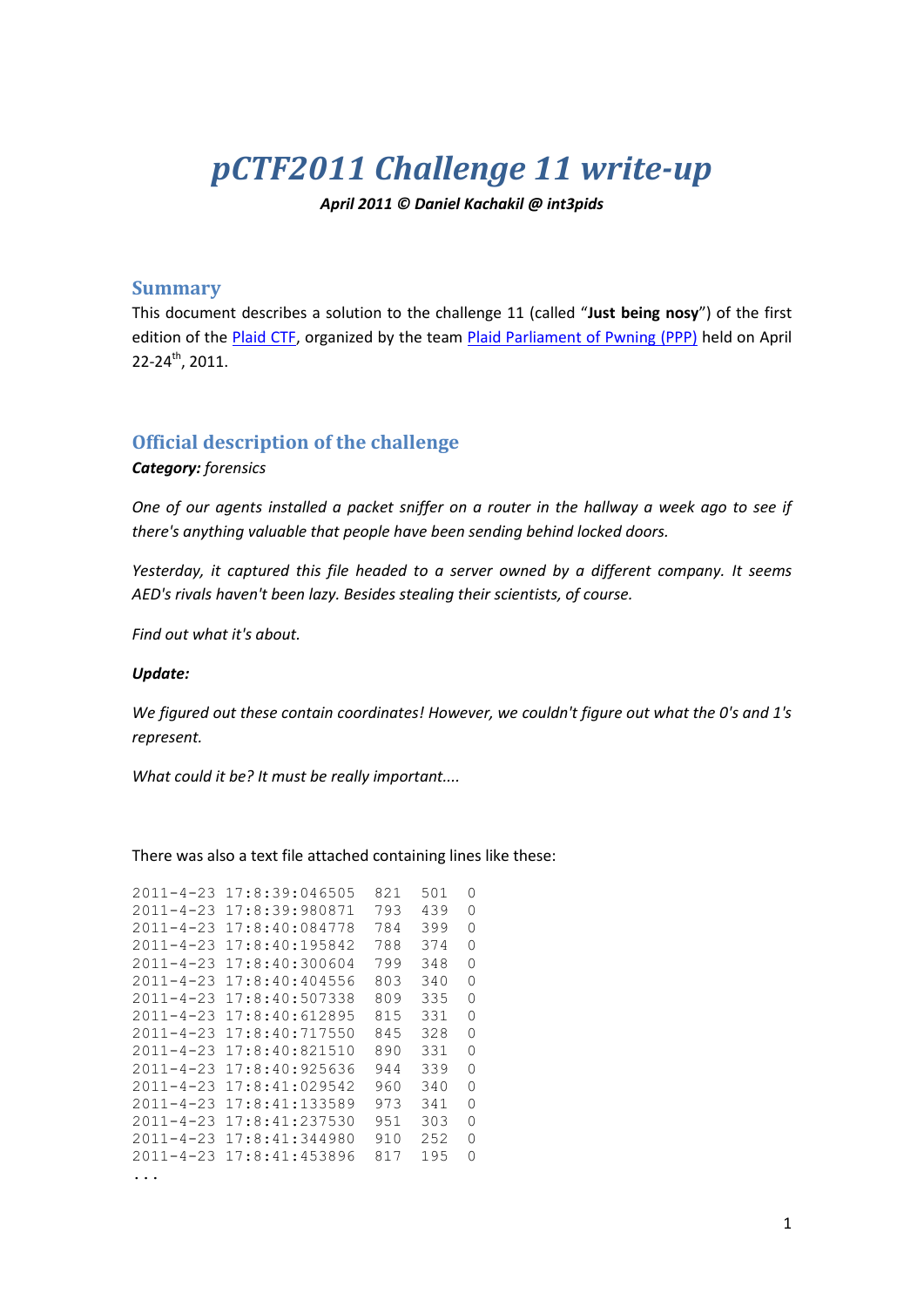# *pCTF2011 Challenge 11 write-up*

***April 2011 © Daniel Kachakil @ int3pids***

## Summary

This document describes a solution to the challenge 11 (called "**Just being nosy**") of the first edition of the Plaid CTF, organized by the team Plaid Parliament of Pwning (PPP) held on April 22-24th, 2011.

## Official description of the challenge

***Category:*** *forensics*

*One of our agents installed a packet sniffer on a router in the hallway a week ago to see if there's anything valuable that people have been sending behind locked doors.*

*Yesterday, it captured this file headed to a server owned by a different company. It seems AED's rivals haven't been lazy. Besides stealing their scientists, of course.*

*Find out what it's about.*

***Update:***

*We figured out these contain coordinates! However, we couldn't figure out what the 0's and 1's represent.*

*What could it be? It must be really important....*

There was also a text file attached containing lines like these:

```
2011-4-23 17:8:39:046505  821  501  0
2011-4-23 17:8:39:980871  793  439  0
2011-4-23 17:8:40:084778  784  399  0
2011-4-23 17:8:40:195842  788  374  0
2011-4-23 17:8:40:300604  799  348  0
2011-4-23 17:8:40:404556  803  340  0
2011-4-23 17:8:40:507338  809  335  0
2011-4-23 17:8:40:612895  815  331  0
2011-4-23 17:8:40:717550  845  328  0
2011-4-23 17:8:40:821510  890  331  0
2011-4-23 17:8:40:925636  944  339  0
2011-4-23 17:8:41:029542  960  340  0
2011-4-23 17:8:41:133589  973  341  0
2011-4-23 17:8:41:237530  951  303  0
2011-4-23 17:8:41:344980  910  252  0
2011-4-23 17:8:41:453896  817  195  0
...
```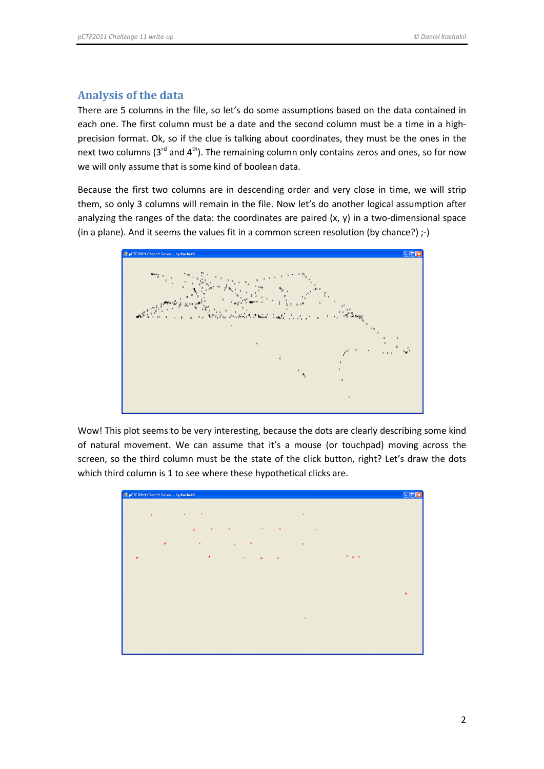## Analysis of the data

There are 5 columns in the file, so let's do some assumptions based on the data contained in each one. The first column must be a date and the second column must be a time in a high-precision format. Ok, so if the clue is talking about coordinates, they must be the ones in the next two columns (3rd and 4th). The remaining column only contains zeros and ones, so for now we will only assume that is some kind of boolean data.

Because the first two columns are in descending order and very close in time, we will strip them, so only 3 columns will remain in the file. Now let's do another logical assumption after analyzing the ranges of the data: the coordinates are paired (x, y) in a two-dimensional space (in a plane). And it seems the values fit in a common screen resolution (by chance?) ;-)

Wow! This plot seems to be very interesting, because the dots are clearly describing some kind of natural movement. We can assume that it's a mouse (or touchpad) moving across the screen, so the third column must be the state of the click button, right? Let's draw the dots which third column is 1 to see where these hypothetical clicks are.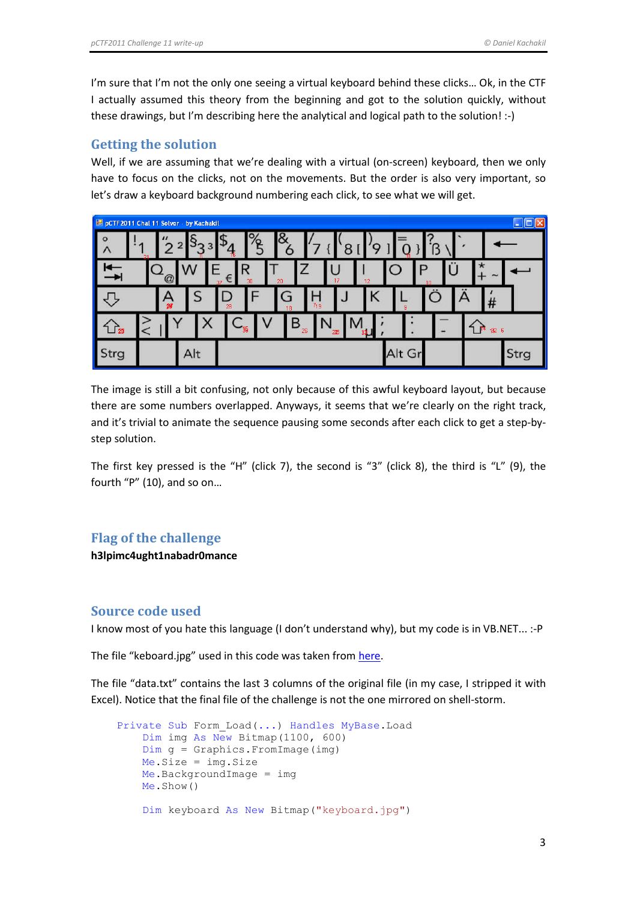I'm sure that I'm not the only one seeing a virtual keyboard behind these clicks… Ok, in the CTF I actually assumed this theory from the beginning and got to the solution quickly, without these drawings, but I'm describing here the analytical and logical path to the solution! :-)

## Getting the solution

Well, if we are assuming that we're dealing with a virtual (on-screen) keyboard, then we only have to focus on the clicks, not on the movements. But the order is also very important, so let's draw a keyboard background numbering each click, to see what we will get.

The image is still a bit confusing, not only because of this awful keyboard layout, but because there are some numbers overlapped. Anyways, it seems that we're clearly on the right track, and it's trivial to animate the sequence pausing some seconds after each click to get a step-by-step solution.

The first key pressed is the "H" (click 7), the second is "3" (click 8), the third is "L" (9), the fourth "P" (10), and so on…

## Flag of the challenge

**h3lpimc4ught1nabadr0mance**

## Source code used

I know most of you hate this language (I don't understand why), but my code is in VB.NET... :-P

The file "keboard.jpg" used in this code was taken from here.

The file "data.txt" contains the last 3 columns of the original file (in my case, I stripped it with Excel). Notice that the final file of the challenge is not the one mirrored on shell-storm.

```
Private Sub Form_Load(...) Handles MyBase.Load
    Dim img As New Bitmap(1100, 600)
    Dim g = Graphics.FromImage(img)
    Me.Size = img.Size
    Me.BackgroundImage = img
    Me.Show()

    Dim keyboard As New Bitmap("keyboard.jpg")
```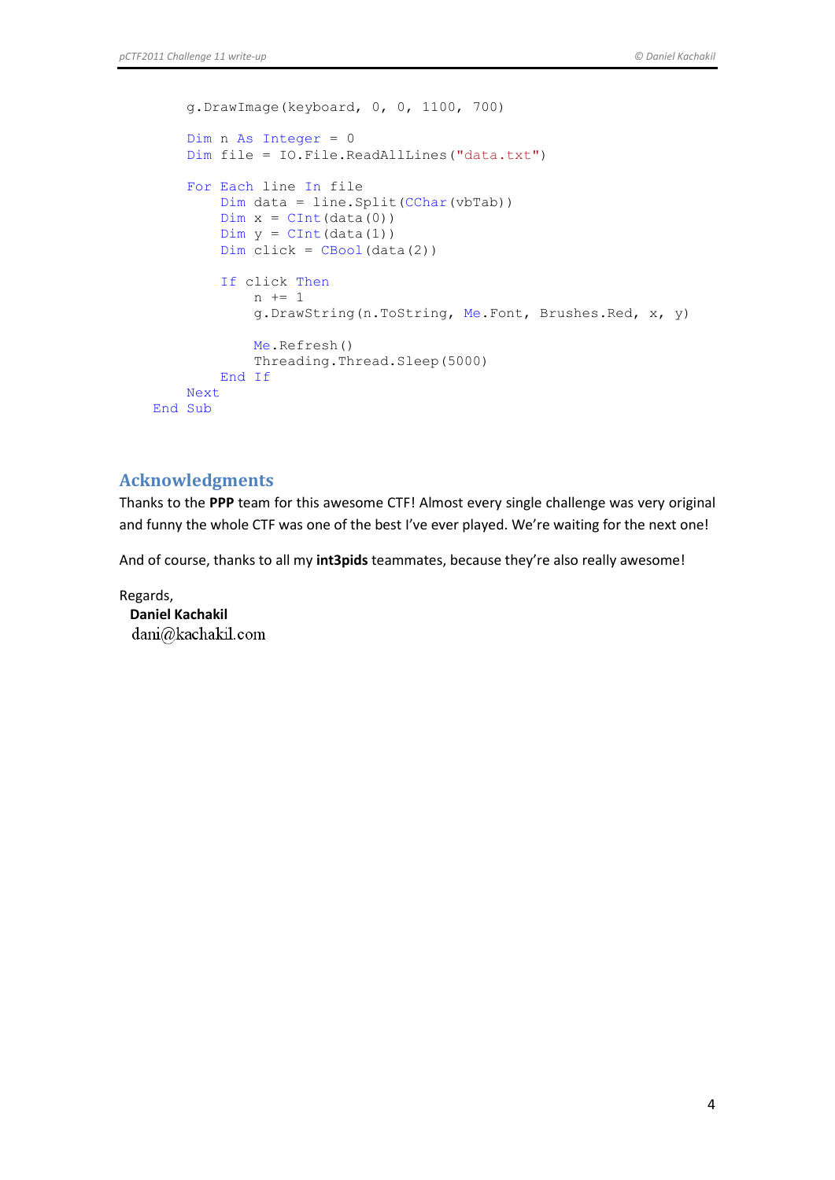```
        g.DrawImage(keyboard, 0, 0, 1100, 700)

        Dim n As Integer = 0
        Dim file = IO.File.ReadAllLines("data.txt")

        For Each line In file
            Dim data = line.Split(CChar(vbTab))
            Dim x = CInt(data(0))
            Dim y = CInt(data(1))
            Dim click = CBool(data(2))

            If click Then
                n += 1
                g.DrawString(n.ToString, Me.Font, Brushes.Red, x, y)

                Me.Refresh()
                Threading.Thread.Sleep(5000)
            End If
        Next
    End Sub
```

## Acknowledgments

Thanks to the **PPP** team for this awesome CTF! Almost every single challenge was very original and funny the whole CTF was one of the best I've ever played. We're waiting for the next one!

And of course, thanks to all my **int3pids** teammates, because they're also really awesome!

Regards,
**Daniel Kachakil**
dani@kachakil.com